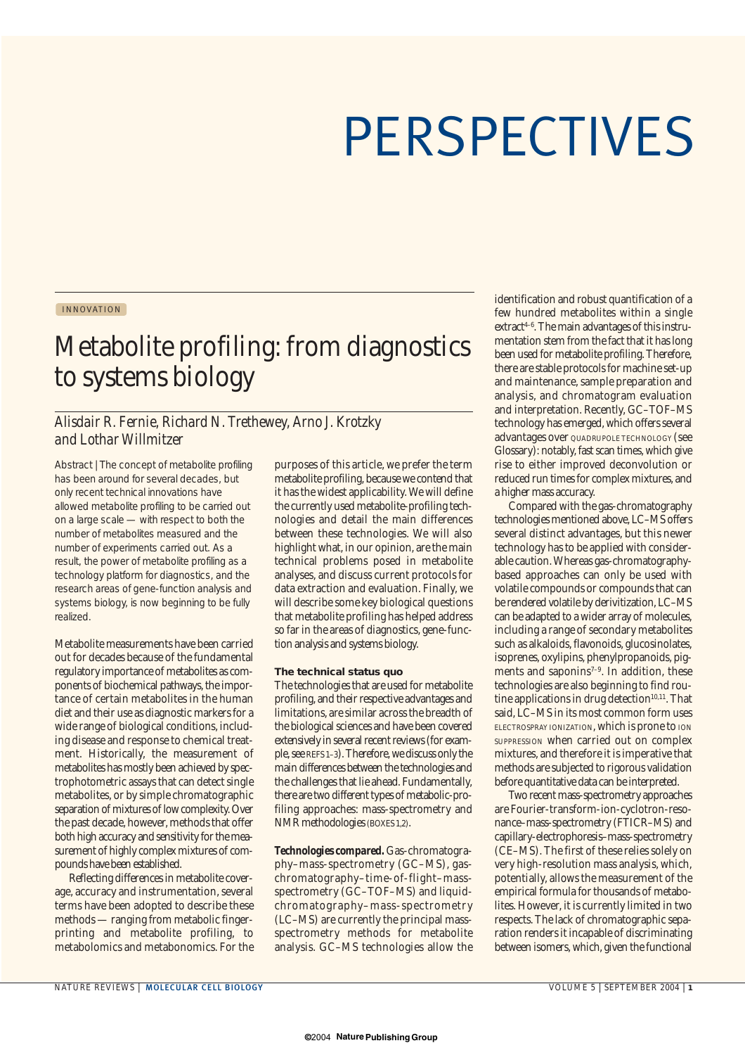# PERSPECTIVES

INNOVATION

# Metabolite profiling: from diagnostics to systems biology

*Alisdair R. Fernie, Richard N. Trethewey, Arno J. Krotzky and Lothar Willmitzer*

Abstract | The concept of metabolite profiling has been around for several decades, but only recent technical innovations have allowed metabolite profiling to be carried out on a large scale — with respect to both the number of metabolites measured and the number of experiments carried out. As a result, the power of metabolite profiling as a technology platform for diagnostics, and the research areas of gene-function analysis and systems biology, is now beginning to be fully realized.

Metabolite measurements have been carried out for decades because of the fundamental regulatory importance of metabolites as components of biochemical pathways, the importance of certain metabolites in the human diet and their use as diagnostic markers for a wide range of biological conditions, including disease and response to chemical treatment. Historically, the measurement of metabolites has mostly been achieved by spectrophotometric assays that can detect single metabolites, or by simple chromatographic separation of mixtures of low complexity. Over the past decade, however, methods that offer both high accuracy and sensitivity for the measurement of highly complex mixtures of compounds have been established.

Reflecting differences in metabolite coverage, accuracy and instrumentation, several terms have been adopted to describe these methods — ranging from metabolic fingerprinting and metabolite profiling, to metabolomics and metabonomics. For the purposes of this article, we prefer the term metabolite profiling, because we contend that it has the widest applicability. We will define the currently used metabolite-profiling technologies and detail the main differences between these technologies. We will also highlight what, in our opinion, are the main technical problems posed in metabolite analyses, and discuss current protocols for data extraction and evaluation. Finally, we will describe some key biological questions that metabolite profiling has helped address so far in the areas of diagnostics, gene-function analysis and systems biology.

### The technical status quo

The technologies that are used for metabolite profiling, and their respective advantages and limitations, are similar across the breadth of the biological sciences and have been covered extensively in several recent reviews (for example, see REFS 1–3). Therefore, we discuss only the main differences between the technologies and the challenges that lie ahead. Fundamentally, there are two different types of metabolic-profiling approaches: mass-spectrometry and NMR methodologies (BOXES 1,2).

**Technologies compared.** Gas-chromatography–mass-spectrometry (GC–MS), gas-chromatography–time-of-flight–mass-spectrometry (GC–TOF–MS) and liquid-chromatography–mass-spectrometry (LC–MS) are currently the principal mass-spectrometry methods for metabolite analysis. GC–MS technologies allow the identification and robust quantification of a few hundred metabolites within a single extract[4–6]. The main advantages of this instrumentation stem from the fact that it has long been used for metabolite profiling. Therefore, there are stable protocols for machine set-up and maintenance, sample preparation and analysis, and chromatogram evaluation and interpretation. Recently, GC–TOF–MS technology has emerged, which offers several advantages over QUADRUPOLE TECHNOLOGY (see Glossary): notably, fast scan times, which give rise to either improved deconvolution or reduced run times for complex mixtures, and a higher mass accuracy.

Compared with the gas-chromatography technologies mentioned above, LC–MS offers several distinct advantages, but this newer technology has to be applied with considerable caution. Whereas gas-chromatography-based approaches can only be used with volatile compounds or compounds that can be rendered volatile by derivitization, LC–MS can be adapted to a wider array of molecules, including a range of secondary metabolites such as alkaloids, flavonoids, glucosinolates, isoprenes, oxylipins, phenylpropanoids, pigments and saponins[7–9]. In addition, these technologies are also beginning to find routine applications in drug detection[10,11]. That said, LC–MS in its most common form uses ELECTROSPRAY IONIZATION, which is prone to ION SUPPRESSION when carried out on complex mixtures, and therefore it is imperative that methods are subjected to rigorous validation before quantitative data can be interpreted.

Two recent mass-spectrometry approaches are Fourier-transform-ion-cyclotron-resonance–mass-spectrometry (FTICR–MS) and capillary-electrophoresis–mass-spectrometry (CE–MS). The first of these relies solely on very high-resolution mass analysis, which, potentially, allows the measurement of the empirical formula for thousands of metabolites. However, it is currently limited in two respects. The lack of chromatographic separation renders it incapable of discriminating between isomers, which, given the functional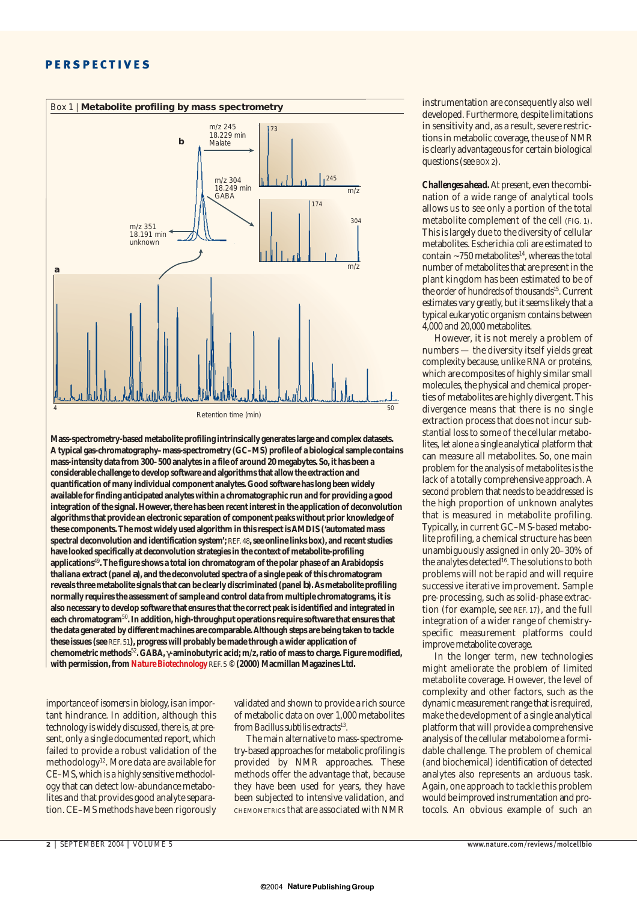### Box 1 | Metabolite profiling by mass spectrometry

Mass-spectrometry-based metabolite profiling intrinsically generates large and complex datasets. A typical gas-chromatography–mass-spectrometry (GC–MS) profile of a biological sample contains mass-intensity data from 300–500 analytes in a file of around 20 megabytes. So, it has been a considerable challenge to develop software and algorithms that allow the extraction and quantification of many individual component analytes. Good software has long been widely available for finding anticipated analytes within a chromatographic run and for providing a good integration of the signal. However, there has been recent interest in the application of deconvolution algorithms that provide an electronic separation of component peaks without prior knowledge of these components. The most widely used algorithm in this respect is AMDIS ('automated mass spectral deconvolution and identification system'; REF. 48, see online links box), and recent studies have looked specifically at deconvolution strategies in the context of metabolite-profiling applications[49]. The figure shows a total ion chromatogram of the polar phase of an *Arabidopsis thaliana* extract (panel **a**), and the deconvoluted spectra of a single peak of this chromatogram reveals three metabolite signals that can be clearly discriminated (panel **b**). As metabolite profiling normally requires the assessment of sample and control data from multiple chromatograms, it is also necessary to develop software that ensures that the correct peak is identified and integrated in each chromatogram[50]. In addition, high-throughput operations require software that ensures that the data generated by different machines are comparable. Although steps are being taken to tackle these issues (see REF. 51), progress will probably be made through a wider application of chemometric methods[52]. GABA, γ-aminobutyric acid; m/z, ratio of mass to charge. Figure modified, with permission, from *Nature Biotechnology* REF. 5 © (2000) Macmillan Magazines Ltd.

importance of isomers in biology, is an important hindrance. In addition, although this technology is widely discussed, there is, at present, only a single documented report, which failed to provide a robust validation of the methodology[12]. More data are available for CE–MS, which is a highly sensitive methodology that can detect low-abundance metabolites and that provides good analyte separation. CE–MS methods have been rigorously validated and shown to provide a rich source of metabolic data on over 1,000 metabolites from *Bacillus subtilis* extracts[13].

The main alternative to mass-spectrometry-based approaches for metabolic profiling is provided by NMR approaches. These methods offer the advantage that, because they have been used for years, they have been subjected to intensive validation, and CHEMOMETRICS that are associated with NMR instrumentation are consequently also well developed. Furthermore, despite limitations in sensitivity and, as a result, severe restrictions in metabolic coverage, the use of NMR is clearly advantageous for certain biological questions (see BOX 2).

**Challenges ahead.** At present, even the combination of a wide range of analytical tools allows us to see only a portion of the total metabolite complement of the cell (FIG. 1). This is largely due to the diversity of cellular metabolites. *Escherichia coli* are estimated to contain ~750 metabolites[14], whereas the total number of metabolites that are present in the plant kingdom has been estimated to be of the order of hundreds of thousands[15]. Current estimates vary greatly, but it seems likely that a typical eukaryotic organism contains between 4,000 and 20,000 metabolites.

However, it is not merely a problem of numbers — the diversity itself yields great complexity because, unlike RNA or proteins, which are composites of highly similar small molecules, the physical and chemical properties of metabolites are highly divergent. This divergence means that there is no single extraction process that does not incur substantial loss to some of the cellular metabolites, let alone a single analytical platform that can measure all metabolites. So, one main problem for the analysis of metabolites is the lack of a totally comprehensive approach. A second problem that needs to be addressed is the high proportion of unknown analytes that is measured in metabolite profiling. Typically, in current GC–MS-based metabolite profiling, a chemical structure has been unambiguously assigned in only 20–30% of the analytes detected[16]. The solutions to both problems will not be rapid and will require successive iterative improvement. Sample pre-processing, such as solid-phase extraction (for example, see REF. 17), and the full integration of a wider range of chemistry-specific measurement platforms could improve metabolite coverage.

In the longer term, new technologies might ameliorate the problem of limited metabolite coverage. However, the level of complexity and other factors, such as the dynamic measurement range that is required, make the development of a single analytical platform that will provide a comprehensive analysis of the cellular metabolome a formidable challenge. The problem of chemical (and biochemical) identification of detected analytes also represents an arduous task. Again, one approach to tackle this problem would be improved instrumentation and protocols. An obvious example of such an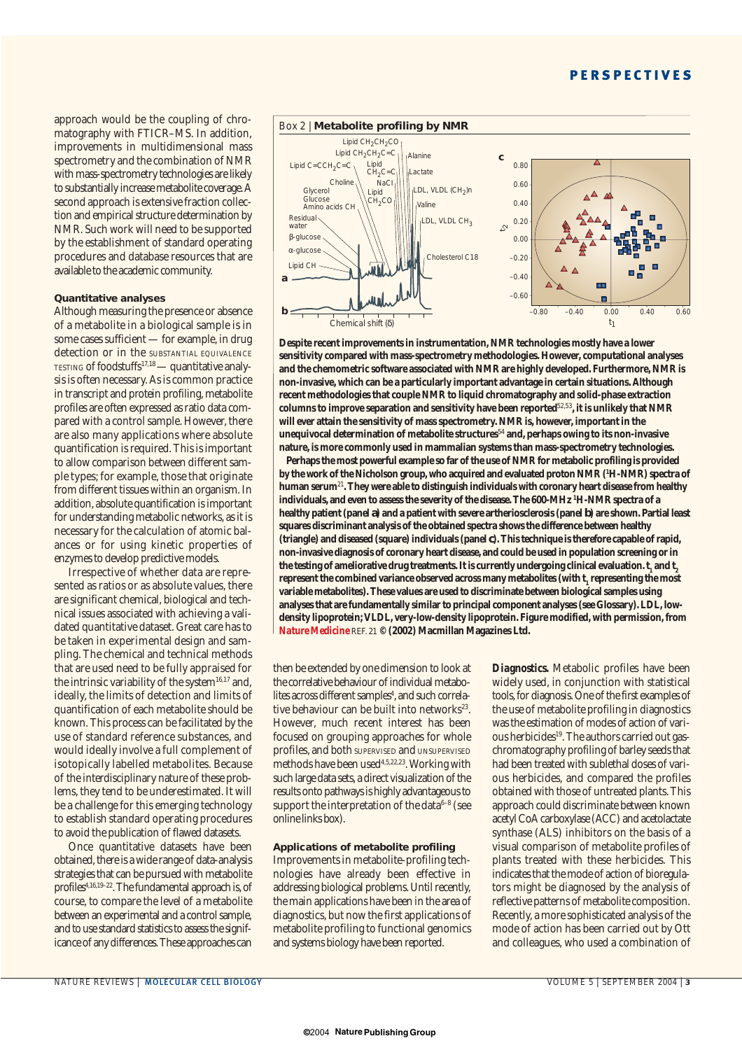approach would be the coupling of chromatography with FTICR–MS. In addition, improvements in multidimensional mass spectrometry and the combination of NMR with mass-spectrometry technologies are likely to substantially increase metabolite coverage. A second approach is extensive fraction collection and empirical structure determination by NMR. Such work will need to be supported by the establishment of standard operating procedures and database resources that are available to the academic community.

### Quantitative analyses

Although measuring the presence or absence of a metabolite in a biological sample is in some cases sufficient — for example, in drug detection or in the SUBSTANTIAL EQUIVALENCE TESTING of foodstuffs[17,18] — quantitative analysis is often necessary. As is common practice in transcript and protein profiling, metabolite profiles are often expressed as ratio data compared with a control sample. However, there are also many applications where absolute quantification is required. This is important to allow comparison between different sample types; for example, those that originate from different tissues within an organism. In addition, absolute quantification is important for understanding metabolic networks, as it is necessary for the calculation of atomic balances or for using kinetic properties of enzymes to develop predictive models.

Irrespective of whether data are represented as ratios or as absolute values, there are significant chemical, biological and technical issues associated with achieving a validated quantitative dataset. Great care has to be taken in experimental design and sampling. The chemical and technical methods that are used need to be fully appraised for the intrinsic variability of the system[16,17] and, ideally, the limits of detection and limits of quantification of each metabolite should be known. This process can be facilitated by the use of standard reference substances, and would ideally involve a full complement of isotopically labelled metabolites. Because of the interdisciplinary nature of these problems, they tend to be underestimated. It will be a challenge for this emerging technology to establish standard operating procedures to avoid the publication of flawed datasets.

Once quantitative datasets have been obtained, there is a wide range of data-analysis strategies that can be pursued with metabolite profiles[4,16,19–22]. The fundamental approach is, of course, to compare the level of a metabolite between an experimental and a control sample, and to use standard statistics to assess the significance of any differences. These approaches can then be extended by one dimension to look at the correlative behaviour of individual metabolites across different samples[4], and such correlative behaviour can be built into networks[23]. However, much recent interest has been focused on grouping approaches for whole profiles, and both SUPERVISED and UNSUPERVISED methods have been used[4,5,22,23]. Working with such large data sets, a direct visualization of the results onto pathways is highly advantageous to support the interpretation of the data[6–8] (see online links box).

### Box 2 | Metabolite profiling by NMR

Lipid $CH_2CH_2CO$
Lipid $CH_2CH_2C{=}C$
Lipid $C{=}CCH_2C{=}C$
Lipid $CH_2C{=}C$
Alanine
Lactate
Choline
NaCl
Glycerol
Glucose
Amino acids CH
Lipid $CH_2CO$
LDL, VLDL $(CH_2)n$
Valine
Residual water
LDL, VLDL $CH_3$
β-glucose
α-glucose
Cholesterol C18
Lipid CH
a
b
Chemical shift (δ)

c
0.80
0.60
0.40
0.20
0.00
–0.20
–0.40
–0.60
$t_2$
–0.80
–0.40
0.00
0.40
0.60
$t_1$

**Despite recent improvements in instrumentation, NMR technologies mostly have a lower sensitivity compared with mass-spectrometry methodologies. However, computational analyses and the chemometric software associated with NMR are highly developed. Furthermore, NMR is non-invasive, which can be a particularly important advantage in certain situations. Although recent methodologies that couple NMR to liquid chromatography and solid-phase extraction columns to improve separation and sensitivity have been reported[52,53], it is unlikely that NMR will ever attain the sensitivity of mass spectrometry. NMR is, however, important in the unequivocal determination of metabolite structures[54] and, perhaps owing to its non-invasive nature, is more commonly used in mammalian systems than mass-spectrometry technologies.**

**Perhaps the most powerful example so far of the use of NMR for metabolic profiling is provided by the work of the Nicholson group, who acquired and evaluated proton NMR ($^1$H-NMR) spectra of human serum[21]. They were able to distinguish individuals with coronary heart disease from healthy individuals, and even to assess the severity of the disease. The 600-MHz $^1$H-NMR spectra of a healthy patient (panel a) and a patient with severe artheriosclerosis (panel b) are shown. Partial least squares discriminant analysis of the obtained spectra shows the difference between healthy (triangle) and diseased (square) individuals (panel c). This technique is therefore capable of rapid, non-invasive diagnosis of coronary heart disease, and could be used in population screening or in the testing of ameliorative drug treatments. It is currently undergoing clinical evaluation. $t_1$ and $t_2$ represent the combined variance observed across many metabolites (with $t_1$ representing the most variable metabolites). These values are used to discriminate between biological samples using analyses that are fundamentally similar to principal component analyses (see Glossary). LDL, low-density lipoprotein; VLDL, very-low-density lipoprotein. Figure modified, with permission, from *Nature Medicine* REF. 21 © (2002) Macmillan Magazines Ltd.**

### Applications of metabolite profiling

Improvements in metabolite-profiling technologies have already been effective in addressing biological problems. Until recently, the main applications have been in the area of diagnostics, but now the first applications of metabolite profiling to functional genomics and systems biology have been reported.

**Diagnostics.** Metabolic profiles have been widely used, in conjunction with statistical tools, for diagnosis. One of the first examples of the use of metabolite profiling in diagnostics was the estimation of modes of action of various herbicides[19]. The authors carried out gas-chromatography profiling of barley seeds that had been treated with sublethal doses of various herbicides, and compared the profiles obtained with those of untreated plants. This approach could discriminate between known acetyl CoA carboxylase (ACC) and acetolactate synthase (ALS) inhibitors on the basis of a visual comparison of metabolite profiles of plants treated with these herbicides. This indicates that the mode of action of bioregulators might be diagnosed by the analysis of reflective patterns of metabolite composition. Recently, a more sophisticated analysis of the mode of action has been carried out by Ott and colleagues, who used a combination of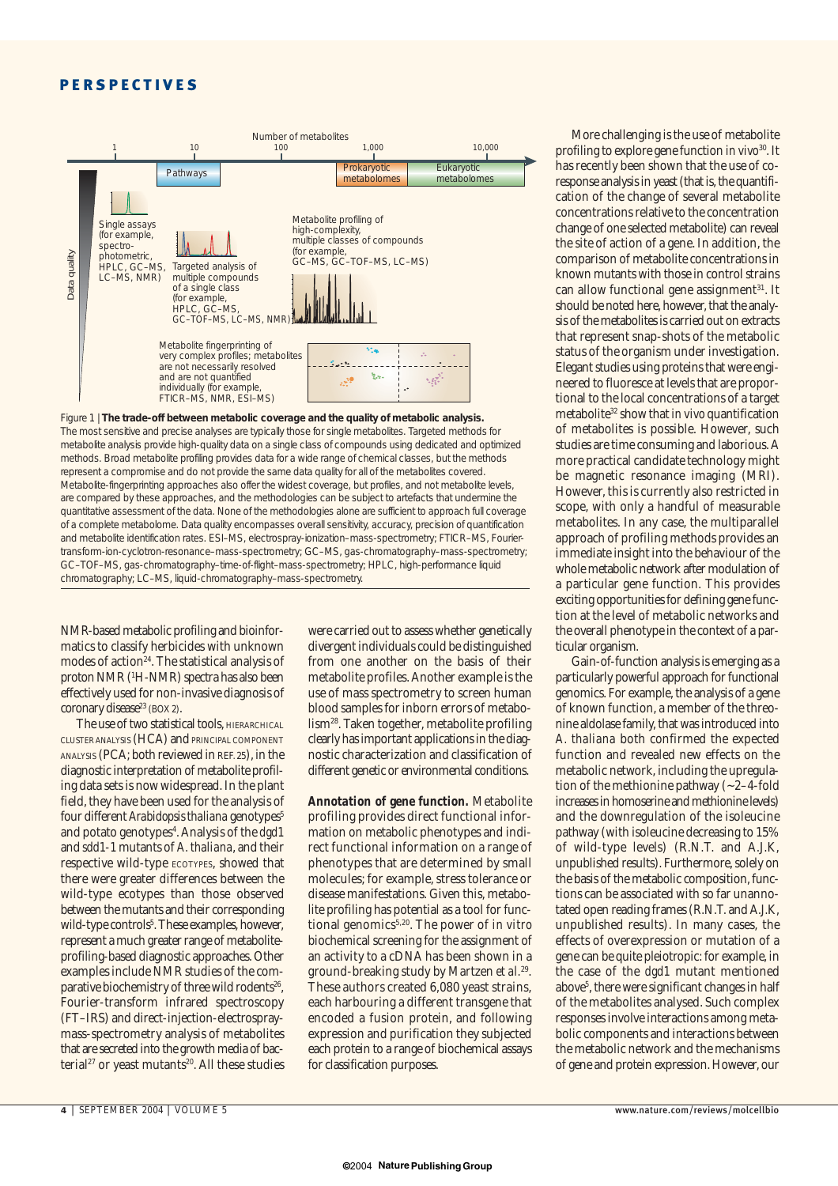Number of metabolites

1 10 100 1,000 10,000

Pathways

Prokaryotic metabolomes

Eukaryotic metabolomes

Data quality

Single assays (for example, spectro-photometric, HPLC, GC–MS, LC–MS, NMR)

Targeted analysis of multiple compounds of a single class (for example, HPLC, GC–MS, GC–TOF–MS, LC–MS, NMR)

Metabolite profiling of high-complexity, multiple classes of compounds (for example, GC–MS, GC–TOF–MS, LC–MS)

Metabolite fingerprinting of very complex profiles; metabolites are not necessarily resolved and are not quantified individually (for example, FTICR–MS, NMR, ESI–MS)

Figure 1 | **The trade-off between metabolic coverage and the quality of metabolic analysis.** The most sensitive and precise analyses are typically those for single metabolites. Targeted methods for metabolite analysis provide high-quality data on a single class of compounds using dedicated and optimized methods. Broad metabolite profiling provides data for a wide range of chemical classes, but the methods represent a compromise and do not provide the same data quality for all of the metabolites covered. Metabolite-fingerprinting approaches also offer the widest coverage, but profiles, and not metabolite levels, are compared by these approaches, and the methodologies can be subject to artefacts that undermine the quantitative assessment of the data. None of the methodologies alone are sufficient to approach full coverage of a complete metabolome. Data quality encompasses overall sensitivity, accuracy, precision of quantification and metabolite identification rates. ESI–MS, electrospray-ionization–mass-spectrometry; FTICR–MS, Fourier-transform-ion-cyclotron-resonance–mass-spectrometry; GC–MS, gas-chromatography–mass-spectrometry; GC–TOF–MS, gas-chromatography–time-of-flight–mass-spectrometry; HPLC, high-performance liquid chromatography; LC–MS, liquid-chromatography–mass-spectrometry.

NMR-based metabolic profiling and bioinformatics to classify herbicides with unknown modes of action[24]. The statistical analysis of proton NMR ($^1$H-NMR) spectra has also been effectively used for non-invasive diagnosis of coronary disease[23] (BOX 2).

The use of two statistical tools, HIERARCHICAL CLUSTER ANALYSIS (HCA) and PRINCIPAL COMPONENT ANALYSIS (PCA; both reviewed in REF. 25), in the diagnostic interpretation of metabolite profiling data sets is now widespread. In the plant field, they have been used for the analysis of four different *Arabidopsis thaliana* genotypes[5] and potato genotypes[4]. Analysis of the *dgd1* and *sdd1-1* mutants of *A. thaliana*, and their respective wild-type ECOTYPES, showed that there were greater differences between the wild-type ecotypes than those observed between the mutants and their corresponding wild-type controls[5]. These examples, however, represent a much greater range of metabolite-profiling-based diagnostic approaches. Other examples include NMR studies of the comparative biochemistry of three wild rodents[26], Fourier-transform infrared spectroscopy (FT–IRS) and direct-injection-electrospray-mass-spectrometry analysis of metabolites that are secreted into the growth media of bacterial[27] or yeast mutants[20]. All these studies were carried out to assess whether genetically divergent individuals could be distinguished from one another on the basis of their metabolite profiles. Another example is the use of mass spectrometry to screen human blood samples for inborn errors of metabolism[28]. Taken together, metabolite profiling clearly has important applications in the diagnostic characterization and classification of different genetic or environmental conditions.

**Annotation of gene function.** Metabolite profiling provides direct functional information on metabolic phenotypes and indirect functional information on a range of phenotypes that are determined by small molecules; for example, stress tolerance or disease manifestations. Given this, metabolite profiling has potential as a tool for functional genomics[5,20]. The power of *in vitro* biochemical screening for the assignment of an activity to a cDNA has been shown in a ground-breaking study by Martzen *et al.*[29]. These authors created 6,080 yeast strains, each harbouring a different transgene that encoded a fusion protein, and following expression and purification they subjected each protein to a range of biochemical assays for classification purposes.

More challenging is the use of metabolite profiling to explore gene function *in vivo*[30]. It has recently been shown that the use of co-response analysis in yeast (that is, the quantification of the change of several metabolite concentrations relative to the concentration change of one selected metabolite) can reveal the site of action of a gene. In addition, the comparison of metabolite concentrations in known mutants with those in control strains can allow functional gene assignment[31]. It should be noted here, however, that the analysis of the metabolites is carried out on extracts that represent snap-shots of the metabolic status of the organism under investigation. Elegant studies using proteins that were engineered to fluoresce at levels that are proportional to the local concentrations of a target metabolite[32] show that *in vivo* quantification of metabolites is possible. However, such studies are time consuming and laborious. A more practical candidate technology might be magnetic resonance imaging (MRI). However, this is currently also restricted in scope, with only a handful of measurable metabolites. In any case, the multiparallel approach of profiling methods provides an immediate insight into the behaviour of the whole metabolic network after modulation of a particular gene function. This provides exciting opportunities for defining gene function at the level of metabolic networks and the overall phenotype in the context of a particular organism.

Gain-of-function analysis is emerging as a particularly powerful approach for functional genomics. For example, the analysis of a gene of known function, a member of the threonine aldolase family, that was introduced into *A. thaliana* both confirmed the expected function and revealed new effects on the metabolic network, including the upregulation of the methionine pathway (~2–4-fold increases in homoserine and methionine levels) and the downregulation of the isoleucine pathway (with isoleucine decreasing to 15% of wild-type levels) (R.N.T. and A.J.K, unpublished results). Furthermore, solely on the basis of the metabolic composition, functions can be associated with so far unannotated open reading frames (R.N.T. and A.J.K, unpublished results). In many cases, the effects of overexpression or mutation of a gene can be quite pleiotropic: for example, in the case of the *dgd1* mutant mentioned above[5], there were significant changes in half of the metabolites analysed. Such complex responses involve interactions among metabolic components and interactions between the metabolic network and the mechanisms of gene and protein expression. However, our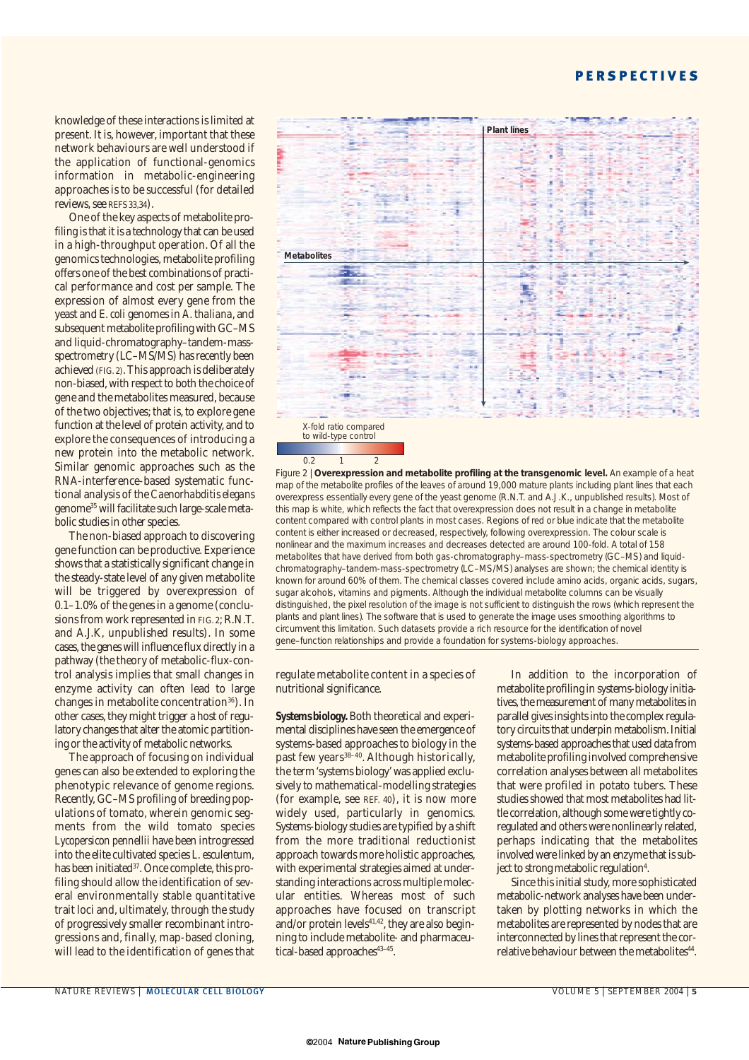knowledge of these interactions is limited at present. It is, however, important that these network behaviours are well understood if the application of functional-genomics information in metabolic-engineering approaches is to be successful (for detailed reviews, see REFS 33,34).

One of the key aspects of metabolite profiling is that it is a technology that can be used in a high-throughput operation. Of all the genomics technologies, metabolite profiling offers one of the best combinations of practical performance and cost per sample. The expression of almost every gene from the yeast and *E. coli* genomes in *A. thaliana*, and subsequent metabolite profiling with GC–MS and liquid-chromatography–tandem-mass-spectrometry (LC–MS/MS) has recently been achieved (FIG. 2). This approach is deliberately non-biased, with respect to both the choice of gene and the metabolites measured, because of the two objectives; that is, to explore gene function at the level of protein activity, and to explore the consequences of introducing a new protein into the metabolic network. Similar genomic approaches such as the RNA-interference-based systematic functional analysis of the *Caenorhabditis elegans* genome[35] will facilitate such large-scale metabolic studies in other species.

The non-biased approach to discovering gene function can be productive. Experience shows that a statistically significant change in the steady-state level of any given metabolite will be triggered by overexpression of 0.1–1.0% of the genes in a genome (conclusions from work represented in FIG. 2; R.N.T. and A.J.K, unpublished results). In some cases, the genes will influence flux directly in a pathway (the theory of metabolic-flux-control analysis implies that small changes in enzyme activity can often lead to large changes in metabolite concentration[36]). In other cases, they might trigger a host of regulatory changes that alter the atomic partitioning or the activity of metabolic networks.

The approach of focusing on individual genes can also be extended to exploring the phenotypic relevance of genome regions. Recently, GC–MS profiling of breeding populations of tomato, wherein genomic segments from the wild tomato species *Lycopersicon pennellii* have been introgressed into the elite cultivated species *L. esculentum*, has been initiated[37]. Once complete, this profiling should allow the identification of several environmentally stable quantitative trait loci and, ultimately, through the study of progressively smaller recombinant introgressions and, finally, map-based cloning, will lead to the identification of genes that regulate metabolite content in a species of nutritional significance.

Plant lines

Metabolites

X-fold ratio compared to wild-type control

0.2 1 2

Figure 2 | **Overexpression and metabolite profiling at the transgenomic level.** An example of a heat map of the metabolite profiles of the leaves of around 19,000 mature plants including plant lines that each overexpress essentially every gene of the yeast genome (R.N.T. and A.J.K., unpublished results). Most of this map is white, which reflects the fact that overexpression does not result in a change in metabolite content compared with control plants in most cases. Regions of red or blue indicate that the metabolite content is either increased or decreased, respectively, following overexpression. The colour scale is nonlinear and the maximum increases and decreases detected are around 100-fold. A total of 158 metabolites that have derived from both gas-chromatography–mass-spectrometry (GC–MS) and liquid-chromatography–tandem-mass-spectrometry (LC–MS/MS) analyses are shown; the chemical identity is known for around 60% of them. The chemical classes covered include amino acids, organic acids, sugars, sugar alcohols, vitamins and pigments. Although the individual metabolite columns can be visually distinguished, the pixel resolution of the image is not sufficient to distinguish the rows (which represent the plants and plant lines). The software that is used to generate the image uses smoothing algorithms to circumvent this limitation. Such datasets provide a rich resource for the identification of novel gene–function relationships and provide a foundation for systems-biology approaches.

**Systems biology.** Both theoretical and experimental disciplines have seen the emergence of systems-based approaches to biology in the past few years[38–40]. Although historically, the term 'systems biology' was applied exclusively to mathematical-modelling strategies (for example, see REF. 40), it is now more widely used, particularly in genomics. Systems-biology studies are typified by a shift from the more traditional reductionist approach towards more holistic approaches, with experimental strategies aimed at understanding interactions across multiple molecular entities. Whereas most of such approaches have focused on transcript and/or protein levels[41,42], they are also beginning to include metabolite- and pharmaceutical-based approaches[43–45].

In addition to the incorporation of metabolite profiling in systems-biology initiatives, the measurement of many metabolites in parallel gives insights into the complex regulatory circuits that underpin metabolism. Initial systems-based approaches that used data from metabolite profiling involved comprehensive correlation analyses between all metabolites that were profiled in potato tubers. These studies showed that most metabolites had little correlation, although some were tightly co-regulated and others were nonlinearly related, perhaps indicating that the metabolites involved were linked by an enzyme that is subject to strong metabolic regulation[4].

Since this initial study, more sophisticated metabolic-network analyses have been undertaken by plotting networks in which the metabolites are represented by nodes that are interconnected by lines that represent the correlative behaviour between the metabolites[44].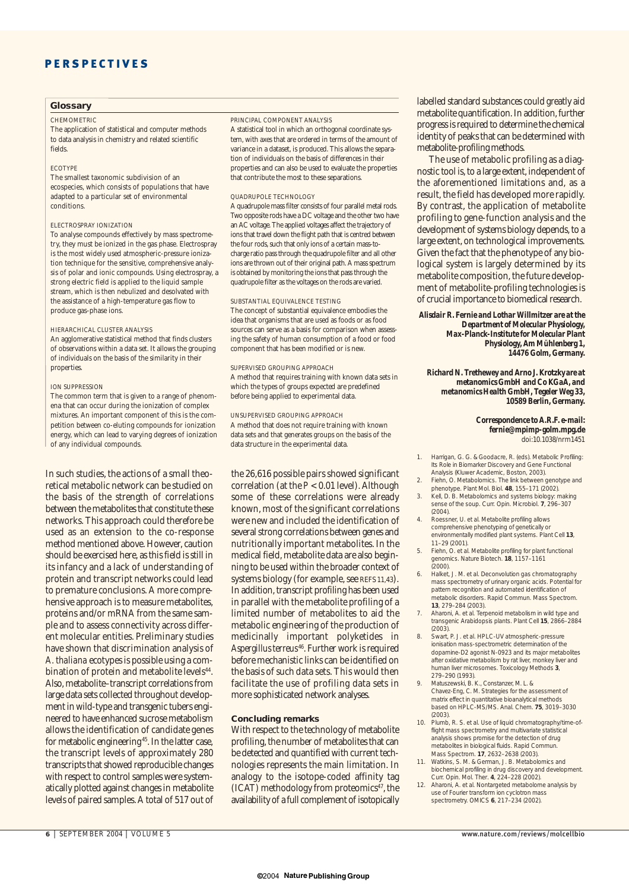## Glossary

CHEMOMETRIC

The application of statistical and computer methods to data analysis in chemistry and related scientific fields.

ECOTYPE

The smallest taxonomic subdivision of an ecospecies, which consists of populations that have adapted to a particular set of environmental conditions.

ELECTROSPRAY IONIZATION

To analyse compounds effectively by mass spectrometry, they must be ionized in the gas phase. Electrospray is the most widely used atmospheric-pressure ionization technique for the sensitive, comprehensive analysis of polar and ionic compounds. Using electrospray, a strong electric field is applied to the liquid sample stream, which is then nebulized and desolvated with the assistance of a high-temperature gas flow to produce gas-phase ions.

HIERARCHICAL CLUSTER ANALYSIS

An agglomerative statistical method that finds clusters of observations within a data set. It allows the grouping of individuals on the basis of the similarity in their properties.

ION SUPPRESSION

The common term that is given to a range of phenomena that can occur during the ionization of complex mixtures. An important component of this is the competition between co-eluting compounds for ionization energy, which can lead to varying degrees of ionization of any individual compounds.

PRINCIPAL COMPONENT ANALYSIS

A statistical tool in which an orthogonal coordinate system, with axes that are ordered in terms of the amount of variance in a dataset, is produced. This allows the separation of individuals on the basis of differences in their properties and can also be used to evaluate the properties that contribute the most to these separations.

QUADRUPOLE TECHNOLOGY

A quadrupole mass filter consists of four parallel metal rods. Two opposite rods have a DC voltage and the other two have an AC voltage. The applied voltages affect the trajectory of ions that travel down the flight path that is centred between the four rods, such that only ions of a certain mass-to-charge ratio pass through the quadrupole filter and all other ions are thrown out of their original path. A mass spectrum is obtained by monitoring the ions that pass through the quadrupole filter as the voltages on the rods are varied.

SUBSTANTIAL EQUIVALENCE TESTING

The concept of substantial equivalence embodies the idea that organisms that are used as foods or as food sources can serve as a basis for comparison when assessing the safety of human consumption of a food or food component that has been modified or is new.

SUPERVISED GROUPING APPROACH

A method that requires training with known data sets in which the types of groups expected are predefined before being applied to experimental data.

UNSUPERVISED GROUPING APPROACH

A method that does not require training with known data sets and that generates groups on the basis of the data structure in the experimental data.

In such studies, the actions of a small theoretical metabolic network can be studied on the basis of the strength of correlations between the metabolites that constitute these networks. This approach could therefore be used as an extension to the co-response method mentioned above. However, caution should be exercised here, as this field is still in its infancy and a lack of understanding of protein and transcript networks could lead to premature conclusions. A more comprehensive approach is to measure metabolites, proteins and/or mRNA from the same sample and to assess connectivity across different molecular entities. Preliminary studies have shown that discrimination analysis of *A. thaliana* ecotypes is possible using a combination of protein and metabolite levels[44]. Also, metabolite–transcript correlations from large data sets collected throughout development in wild-type and transgenic tubers engineered to have enhanced sucrose metabolism allows the identification of candidate genes for metabolic engineering[45]. In the latter case, the transcript levels of approximately 280 transcripts that showed reproducible changes with respect to control samples were systematically plotted against changes in metabolite levels of paired samples. A total of 517 out of the 26,616 possible pairs showed significant correlation (at the $P < 0.01$ level). Although some of these correlations were already known, most of the significant correlations were new and included the identification of several strong correlations between genes and nutritionally important metabolites. In the medical field, metabolite data are also beginning to be used within the broader context of systems biology (for example, see REFS 11,43). In addition, transcript profiling has been used in parallel with the metabolite profiling of a limited number of metabolites to aid the metabolic engineering of the production of medicinally important polyketides in *Aspergillus terreus*[46]. Further work is required before mechanistic links can be identified on the basis of such data sets. This would then facilitate the use of profiling data sets in more sophisticated network analyses.

### Concluding remarks

With respect to the technology of metabolite profiling, the number of metabolites that can be detected and quantified with current technologies represents the main limitation. In analogy to the isotope-coded affinity tag (ICAT) methodology from proteomics[47], the availability of a full complement of isotopically labelled standard substances could greatly aid metabolite quantification. In addition, further progress is required to determine the chemical identity of peaks that can be determined with metabolite-profiling methods.

The use of metabolic profiling as a diagnostic tool is, to a large extent, independent of the aforementioned limitations and, as a result, the field has developed more rapidly. By contrast, the application of metabolite profiling to gene-function analysis and the development of systems biology depends, to a large extent, on technological improvements. Given the fact that the phenotype of any biological system is largely determined by its metabolite composition, the future development of metabolite-profiling technologies is of crucial importance to biomedical research.

***Alisdair R. Fernie and Lothar Willmitzer are at the Department of Molecular Physiology, Max-Planck-Institute for Molecular Plant Physiology, Am Mühlenberg 1, 14476 Golm, Germany.***

***Richard N. Trethewey and Arno J. Krotzky are at metanomics GmbH and Co KGaA, and metanomics Health GmbH, Tegeler Weg 33, 10589 Berlin, Germany.***

***Correspondence to A.R.F. e-mail: fernie@mpimp-golm.mpg.de***
doi:10.1038/nrm1451

1. Harrigan, G. G. & Goodacre, R. (eds). Metabolic Profiling: Its Role in Biomarker Discovery and Gene Functional Analysis (Kluwer Academic, Boston, 2003).
2. Fiehn, O. Metabolomics. The link between genotype and phenotype. Plant Mol. Biol. **48**, 155–171 (2002).
3. Kell, D. B. Metabolomics and systems biology: making sense of the soup. Curr. Opin. Microbiol. **7**, 296–307 (2004).
4. Roessner, U. et al. Metabolite profiling allows comprehensive phenotyping of genetically or environmentally modified plant systems. Plant Cell **13**, 11–29 (2001).
5. Fiehn, O. et al. Metabolite profiling for plant functional genomics. Nature Biotech. **18**, 1157–1161 (2000).
6. Halket, J. M. et al. Deconvolution gas chromatography mass spectrometry of urinary organic acids. Potential for pattern recognition and automated identification of metabolic disorders. Rapid Commun. Mass Spectrom. **13**, 279–284 (2003).
7. Aharoni, A. et al. Terpenoid metabolism in wild type and transgenic Arabidopsis plants. Plant Cell **15**, 2866–2884 (2003).
8. Swart, P. J. et al. HPLC-UV atmospheric-pressure ionisation mass-spectrometric determination of the dopamine-D2 agonist N-0923 and its major metabolites after oxidative metabolism by rat liver, monkey liver and human liver microsomes. Toxicology Methods **3**, 279–290 (1993).
9. Matuszewski, B. K., Constanzer, M. L. & Chavez-Eng, C. M. Strategies for the assessment of matrix effect in quantitative bioanalytical methods based on HPLC-MS/MS. Anal. Chem. **75**, 3019–3030 (2003).
10. Plumb, R. S. et al. Use of liquid chromatography/time-of-flight mass spectrometry and multivariate statistical analysis shows promise for the detection of drug metabolites in biological fluids. Rapid Commun. Mass Spectrom. **17**, 2632–2638 (2003).
11. Watkins, S. M. & German, J. B. Metabolomics and biochemical profiling in drug discovery and development. Curr. Opin. Mol. Ther. **4**, 224–228 (2002).
12. Aharoni, A. et al. Nontargeted metabolome analysis by use of Fourier transform ion cyclotron mass spectrometry. OMICS **6**, 217–234 (2002).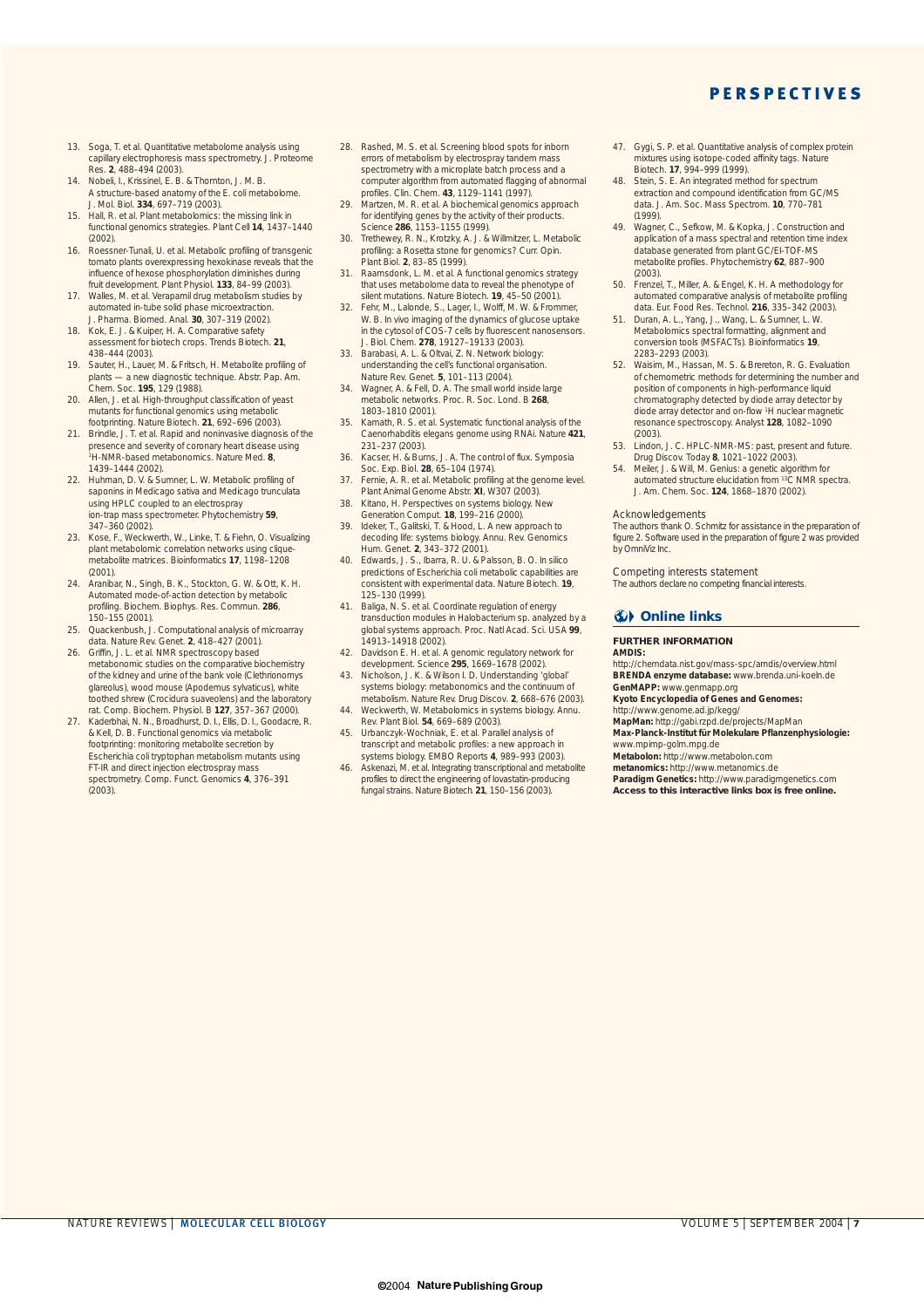13. Soga, T. et al. Quantitative metabolome analysis using capillary electrophoresis mass spectrometry. J. Proteome Res. **2**, 488–494 (2003).
14. Nobeli, I., Krissinel, E. B. & Thornton, J. M. B. A structure-based anatomy of the E. coli metabolome. J. Mol. Biol. **334**, 697–719 (2003).
15. Hall, R. et al. Plant metabolomics: the missing link in functional genomics strategies. Plant Cell **14**, 1437–1440 (2002).
16. Roessner-Tunali, U. et al. Metabolic profiling of transgenic tomato plants overexpressing hexokinase reveals that the influence of hexose phosphorylation diminishes during fruit development. Plant Physiol. **133**, 84–99 (2003).
17. Walles, M. et al. Verapamil drug metabolism studies by automated in-tube solid phase microextraction. J. Pharma. Biomed. Anal. **30**, 307–319 (2002).
18. Kok, E. J. & Kuiper, H. A. Comparative safety assessment for biotech crops. Trends Biotech. **21**, 438–444 (2003).
19. Sauter, H., Lauer, M. & Fritsch, H. Metabolite profiling of plants — a new diagnostic technique. Abstr. Pap. Am. Chem. Soc. **195**, 129 (1988).
20. Allen, J. et al. High-throughput classification of yeast mutants for functional genomics using metabolic footprinting. Nature Biotech. **21**, 692–696 (2003).
21. Brindle, J. T. et al. Rapid and noninvasive diagnosis of the presence and severity of coronary heart disease using $^{1}$H-NMR-based metabonomics. Nature Med. **8**, 1439–1444 (2002).
22. Huhman, D. V. & Sumner, L. W. Metabolic profiling of saponins in Medicago sativa and Medicago truncatula using HPLC coupled to an electrospray ion-trap mass spectrometer. Phytochemistry **59**, 347–360 (2002).
23. Kose, F., Weckwerth, W., Linke, T. & Fiehn, O. Visualizing plant metabolomic correlation networks using clique-metabolite matrices. Bioinformatics **17**, 1198–1208 (2001).
24. Aranibar, N., Singh, B. K., Stockton, G. W. & Ott, K. H. Automated mode-of-action detection by metabolic profiling. Biochem. Biophys. Res. Commun. **286**, 150–155 (2001).
25. Quackenbush, J. Computational analysis of microarray data. Nature Rev. Genet. **2**, 418–427 (2001).
26. Griffin, J. L. et al. NMR spectroscopy based metabonomic studies on the comparative biochemistry of the kidney and urine of the bank vole (Clethrionomys glareolus), wood mouse (Apodemus sylvaticus), white toothed shrew (Crocidura suaveolens) and the laboratory rat. Comp. Biochem. Physiol. B **127**, 357–367 (2000).
27. Kaderbhai, N. N., Broadhurst, D. I., Ellis, D. I., Goodacre, R. & Kell, D. B. Functional genomics via metabolic footprinting: monitoring metabolite secretion by Escherichia coli tryptophan metabolism mutants using FT-IR and direct injection electrospray mass spectrometry. Comp. Funct. Genomics **4**, 376–391 (2003).
28. Rashed, M. S. et al. Screening blood spots for inborn errors of metabolism by electrospray tandem mass spectrometry with a microplate batch process and a computer algorithm from automated flagging of abnormal profiles. Clin. Chem. **43**, 1129–1141 (1997).
29. Martzen, M. R. et al. A biochemical genomics approach for identifying genes by the activity of their products. Science **286**, 1153–1155 (1999).
30. Trethewey, R. N., Krotzky, A. J. & Willmitzer, L. Metabolic profiling: a Rosetta stone for genomics? Curr. Opin. Plant Biol. **2**, 83–85 (1999).
31. Raamsdonk, L. M. et al. A functional genomics strategy that uses metabolome data to reveal the phenotype of silent mutations. Nature Biotech. **19**, 45–50 (2001).
32. Fehr, M., Lalonde, S., Lager, I., Wolff, M. W. & Frommer, W. B. In vivo imaging of the dynamics of glucose uptake in the cytosol of COS-7 cells by fluorescent nanosensors. J. Biol. Chem. **278**, 19127–19133 (2003).
33. Barabasi, A. L. & Oltvai, Z. N. Network biology: understanding the cell's functional organisation. Nature Rev. Genet. **5**, 101–113 (2004).
34. Wagner, A. & Fell, D. A. The small world inside large metabolic networks. Proc. R. Soc. Lond. B **268**, 1803–1810 (2001).
35. Kamath, R. S. et al. Systematic functional analysis of the Caenorhabditis elegans genome using RNAi. Nature **421**, 231–237 (2003).
36. Kacser, H. & Burns, J. A. The control of flux. Symposia Soc. Exp. Biol. **28**, 65–104 (1974).
37. Fernie, A. R. et al. Metabolic profiling at the genome level. Plant Animal Genome Abstr. **XI**, W307 (2003).
38. Kitano, H. Perspectives on systems biology. New Generation Comput. **18**, 199–216 (2000).
39. Ideker, T., Galitski, T. & Hood, L. A new approach to decoding life: systems biology. Annu. Rev. Genomics Hum. Genet. **2**, 343–372 (2001).
40. Edwards, J. S., Ibarra, R. U. & Palsson, B. O. In silico predictions of Escherichia coli metabolic capabilities are consistent with experimental data. Nature Biotech. **19**, 125–130 (1999).
41. Baliga, N. S. et al. Coordinate regulation of energy transduction modules in Halobacterium sp. analyzed by a global systems approach. Proc. Natl Acad. Sci. USA **99**, 14913–14918 (2002).
42. Davidson E. H. et al. A genomic regulatory network for development. Science **295**, 1669–1678 (2002).
43. Nicholson, J. K. & Wilson I. D. Understanding 'global' systems biology: metabonomics and the continuum of metabolism. Nature Rev. Drug Discov. **2**, 668–676 (2003).
44. Weckwerth, W. Metabolomics in systems biology. Annu. Rev. Plant Biol. **54**, 669–689 (2003).
45. Urbanczyk-Wochniak, E. et al. Parallel analysis of transcript and metabolic profiles: a new approach in systems biology. EMBO Reports **4**, 989–993 (2003).
46. Askenazi, M. et al. Integrating transcriptional and metabolite profiles to direct the engineering of lovastatin-producing fungal strains. Nature Biotech. **21**, 150–156 (2003).
47. Gygi, S. P. et al. Quantitative analysis of complex protein mixtures using isotope-coded affinity tags. Nature Biotech. **17**, 994–999 (1999).
48. Stein, S. E. An integrated method for spectrum extraction and compound identification from GC/MS data. J. Am. Soc. Mass Spectrom. **10**, 770–781 (1999).
49. Wagner, C., Sefkow, M. & Kopka, J. Construction and application of a mass spectral and retention time index database generated from plant GC/EI-TOF-MS metabolite profiles. Phytochemistry **62**, 887–900 (2003).
50. Frenzel, T., Miller, A. & Engel, K. H. A methodology for automated comparative analysis of metabolite profiling data. Eur. Food Res. Technol. **216**, 335–342 (2003).
51. Duran, A. L., Yang, J., Wang, L. & Sumner, L. W. Metabolomics spectral formatting, alignment and conversion tools (MSFACTs). Bioinformatics **19**, 2283–2293 (2003).
52. Waisim, M., Hassan, M. S. & Brereton, R. G. Evaluation of chemometric methods for determining the number and position of components in high-performance liquid chromatography detected by diode array detector by diode array detector and on-flow $^{1}$H nuclear magnetic resonance spectroscopy. Analyst **128**, 1082–1090 (2003).
53. Lindon, J. C. HPLC-NMR-MS: past, present and future. Drug Discov. Today **8**, 1021–1022 (2003).
54. Meiler, J. & Will, M. Genius: a genetic algorithm for automated structure elucidation from $^{13}$C NMR spectra. J. Am. Chem. Soc. **124**, 1868–1870 (2002).

### Acknowledgements

The authors thank O. Schmitz for assistance in the preparation of figure 2. Software used in the preparation of figure 2 was provided by OmniViz Inc.

### Competing interests statement

The authors declare no competing financial interests.

## Online links

**FURTHER INFORMATION**

**AMDIS:** http://chemdata.nist.gov/mass-spc/amdis/overview.html
**BRENDA enzyme database:** www.brenda.uni-koeln.de
**GenMAPP:** www.genmapp.org
**Kyoto Encyclopedia of Genes and Genomes:** http://www.genome.ad.jp/kegg/
**MapMan:** http://gabi.rzpd.de/projects/MapMan
**Max-Planck-Institut für Molekulare Pflanzenphysiologie:** www.mpimp-golm.mpg.de
**Metabolon:** http://www.metabolon.com
**metanomics:** http://www.metanomics.de
**Paradigm Genetics:** http://www.paradigmgenetics.com
**Access to this interactive links box is free online.**